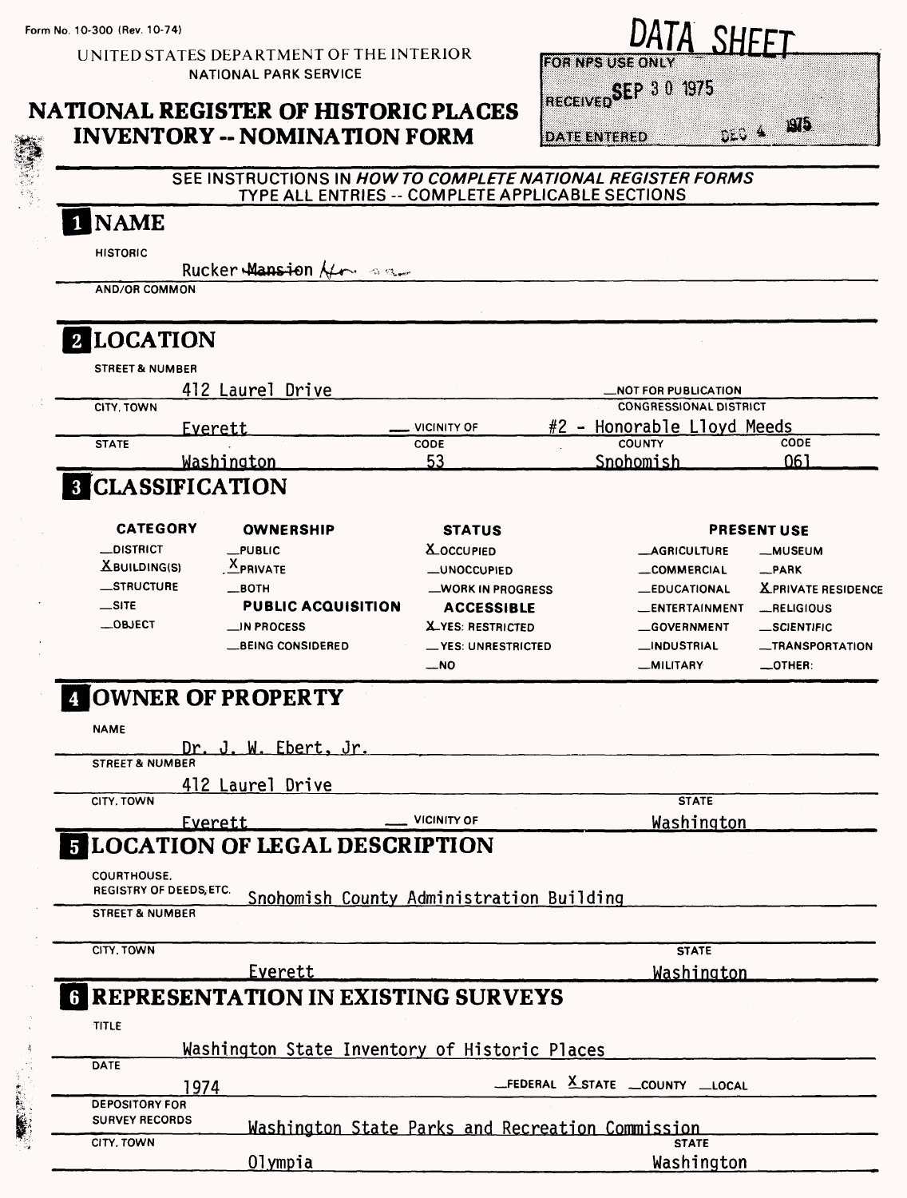Form No. 10-300 (Rev. 10-74)

UNITED STATES DEPARTMENT OF THE INTERIOR
NATIONAL PARK SERVICE

# NATIONAL REGISTER OF HISTORIC PLACES INVENTORY -- NOMINATION FORM

**DATA SHEET**

FOR NPS USE ONLY

RECEIVED SEP 30 1975

DATE ENTERED DEC 4 1975

SEE INSTRUCTIONS IN *HOW TO COMPLETE NATIONAL REGISTER FORMS*
TYPE ALL ENTRIES -- COMPLETE APPLICABLE SECTIONS

## 1 NAME

HISTORIC

Rucker ~~Mansion~~ House

AND/OR COMMON

## 2 LOCATION

STREET & NUMBER: 412 Laurel Drive

_NOT FOR PUBLICATION

CITY, TOWN: Everett — VICINITY OF

CONGRESSIONAL DISTRICT: #2 - Honorable Lloyd Meeds

STATE: Washington CODE: 53 COUNTY: Snohomish CODE: 061

## 3 CLASSIFICATION

| CATEGORY | OWNERSHIP | STATUS | PRESENT USE | |
|---|---|---|---|---|
| _DISTRICT | _PUBLIC | X OCCUPIED | _AGRICULTURE | _MUSEUM |
| X BUILDING(S) | X PRIVATE | _UNOCCUPIED | _COMMERCIAL | _PARK |
| _STRUCTURE | _BOTH | _WORK IN PROGRESS | _EDUCATIONAL | X PRIVATE RESIDENCE |
| _SITE | **PUBLIC ACQUISITION** | **ACCESSIBLE** | _ENTERTAINMENT | _RELIGIOUS |
| _OBJECT | _IN PROCESS | X YES: RESTRICTED | _GOVERNMENT | _SCIENTIFIC |
| | _BEING CONSIDERED | _YES: UNRESTRICTED | _INDUSTRIAL | _TRANSPORTATION |
| | | _NO | _MILITARY | _OTHER: |

## 4 OWNER OF PROPERTY

NAME: Dr. J. W. Ebert, Jr.

STREET & NUMBER: 412 Laurel Drive

CITY, TOWN: Everett — VICINITY OF STATE: Washington

## 5 LOCATION OF LEGAL DESCRIPTION

COURTHOUSE, REGISTRY OF DEEDS, ETC.: Snohomish County Administration Building

STREET & NUMBER

CITY, TOWN: Everett STATE: Washington

## 6 REPRESENTATION IN EXISTING SURVEYS

TITLE: Washington State Inventory of Historic Places

DATE: 1974 _FEDERAL X STATE _COUNTY _LOCAL

DEPOSITORY FOR SURVEY RECORDS: Washington State Parks and Recreation Commission

CITY, TOWN: Olympia STATE: Washington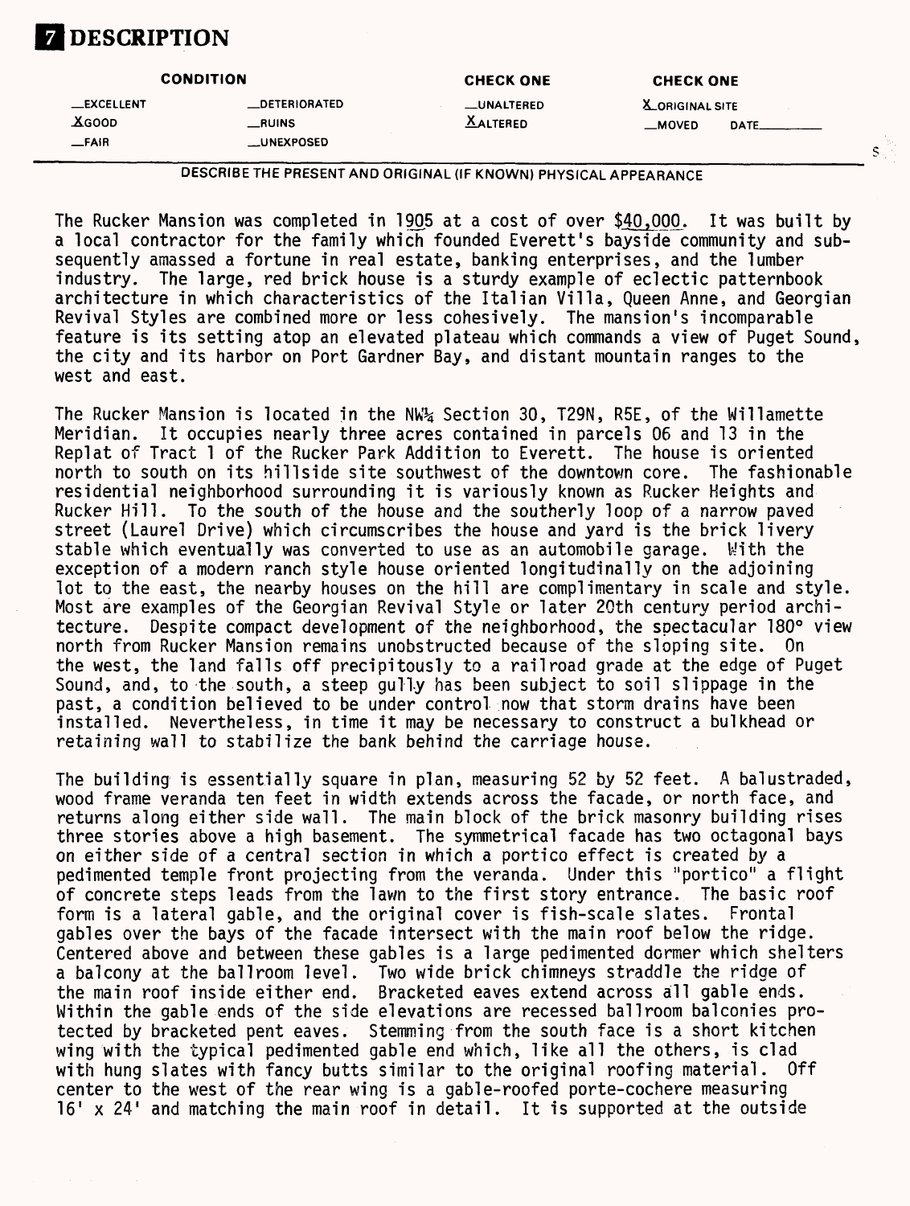# 7 DESCRIPTION

| CONDITION | | CHECK ONE | CHECK ONE |
|---|---|---|---|
| __EXCELLENT | __DETERIORATED | __UNALTERED | X ORIGINAL SITE |
| X GOOD | __RUINS | X ALTERED | __MOVED DATE______ |
| __FAIR | __UNEXPOSED | | |

DESCRIBE THE PRESENT AND ORIGINAL (IF KNOWN) PHYSICAL APPEARANCE

The Rucker Mansion was completed in 1905 at a cost of over $40,000. It was built by a local contractor for the family which founded Everett's bayside community and subsequently amassed a fortune in real estate, banking enterprises, and the lumber industry. The large, red brick house is a sturdy example of eclectic patternbook architecture in which characteristics of the Italian Villa, Queen Anne, and Georgian Revival Styles are combined more or less cohesively. The mansion's incomparable feature is its setting atop an elevated plateau which commands a view of Puget Sound, the city and its harbor on Port Gardner Bay, and distant mountain ranges to the west and east.

The Rucker Mansion is located in the NW¼ Section 30, T29N, R5E, of the Willamette Meridian. It occupies nearly three acres contained in parcels 06 and 13 in the Replat of Tract 1 of the Rucker Park Addition to Everett. The house is oriented north to south on its hillside site southwest of the downtown core. The fashionable residential neighborhood surrounding it is variously known as Rucker Heights and Rucker Hill. To the south of the house and the southerly loop of a narrow paved street (Laurel Drive) which circumscribes the house and yard is the brick livery stable which eventually was converted to use as an automobile garage. With the exception of a modern ranch style house oriented longitudinally on the adjoining lot to the east, the nearby houses on the hill are complimentary in scale and style. Most are examples of the Georgian Revival Style or later 20th century period architecture. Despite compact development of the neighborhood, the spectacular 180° view north from Rucker Mansion remains unobstructed because of the sloping site. On the west, the land falls off precipitously to a railroad grade at the edge of Puget Sound, and, to the south, a steep gully has been subject to soil slippage in the past, a condition believed to be under control now that storm drains have been installed. Nevertheless, in time it may be necessary to construct a bulkhead or retaining wall to stabilize the bank behind the carriage house.

The building is essentially square in plan, measuring 52 by 52 feet. A balustraded, wood frame veranda ten feet in width extends across the facade, or north face, and returns along either side wall. The main block of the brick masonry building rises three stories above a high basement. The symmetrical facade has two octagonal bays on either side of a central section in which a portico effect is created by a pedimented temple front projecting from the veranda. Under this "portico" a flight of concrete steps leads from the lawn to the first story entrance. The basic roof form is a lateral gable, and the original cover is fish-scale slates. Frontal gables over the bays of the facade intersect with the main roof below the ridge. Centered above and between these gables is a large pedimented dormer which shelters a balcony at the ballroom level. Two wide brick chimneys straddle the ridge of the main roof inside either end. Bracketed eaves extend across all gable ends. Within the gable ends of the side elevations are recessed ballroom balconies protected by bracketed pent eaves. Stemming from the south face is a short kitchen wing with the typical pedimented gable end which, like all the others, is clad with hung slates with fancy butts similar to the original roofing material. Off center to the west of the rear wing is a gable-roofed porte-cochere measuring 16' x 24' and matching the main roof in detail. It is supported at the outside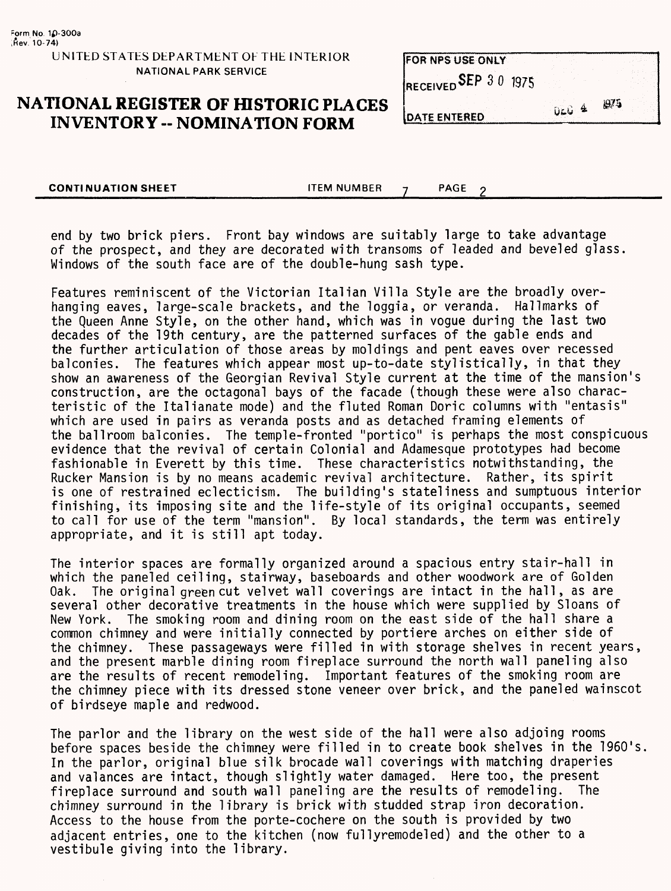end by two brick piers. Front bay windows are suitably large to take advantage of the prospect, and they are decorated with transoms of leaded and beveled glass. Windows of the south face are of the double-hung sash type.

Features reminiscent of the Victorian Italian Villa Style are the broadly overhanging eaves, large-scale brackets, and the loggia, or veranda. Hallmarks of the Queen Anne Style, on the other hand, which was in vogue during the last two decades of the 19th century, are the patterned surfaces of the gable ends and the further articulation of those areas by moldings and pent eaves over recessed balconies. The features which appear most up-to-date stylistically, in that they show an awareness of the Georgian Revival Style current at the time of the mansion's construction, are the octagonal bays of the facade (though these were also characteristic of the Italianate mode) and the fluted Roman Doric columns with "entasis" which are used in pairs as veranda posts and as detached framing elements of the ballroom balconies. The temple-fronted "portico" is perhaps the most conspicuous evidence that the revival of certain Colonial and Adamesque prototypes had become fashionable in Everett by this time. These characteristics notwithstanding, the Rucker Mansion is by no means academic revival architecture. Rather, its spirit is one of restrained eclecticism. The building's stateliness and sumptuous interior finishing, its imposing site and the life-style of its original occupants, seemed to call for use of the term "mansion". By local standards, the term was entirely appropriate, and it is still apt today.

The interior spaces are formally organized around a spacious entry stair-hall in which the paneled ceiling, stairway, baseboards and other woodwork are of Golden Oak. The original green cut velvet wall coverings are intact in the hall, as are several other decorative treatments in the house which were supplied by Sloans of New York. The smoking room and dining room on the east side of the hall share a common chimney and were initially connected by portiere arches on either side of the chimney. These passageways were filled in with storage shelves in recent years, and the present marble dining room fireplace surround the north wall paneling also are the results of recent remodeling. Important features of the smoking room are the chimney piece with its dressed stone veneer over brick, and the paneled wainscot of birdseye maple and redwood.

The parlor and the library on the west side of the hall were also adjoining rooms before spaces beside the chimney were filled in to create book shelves in the 1960's. In the parlor, original blue silk brocade wall coverings with matching draperies and valances are intact, though slightly water damaged. Here too, the present fireplace surround and south wall paneling are the results of remodeling. The chimney surround in the library is brick with studded strap iron decoration. Access to the house from the porte-cochere on the south is provided by two adjacent entries, one to the kitchen (now fullyremodeled) and the other to a vestibule giving into the library.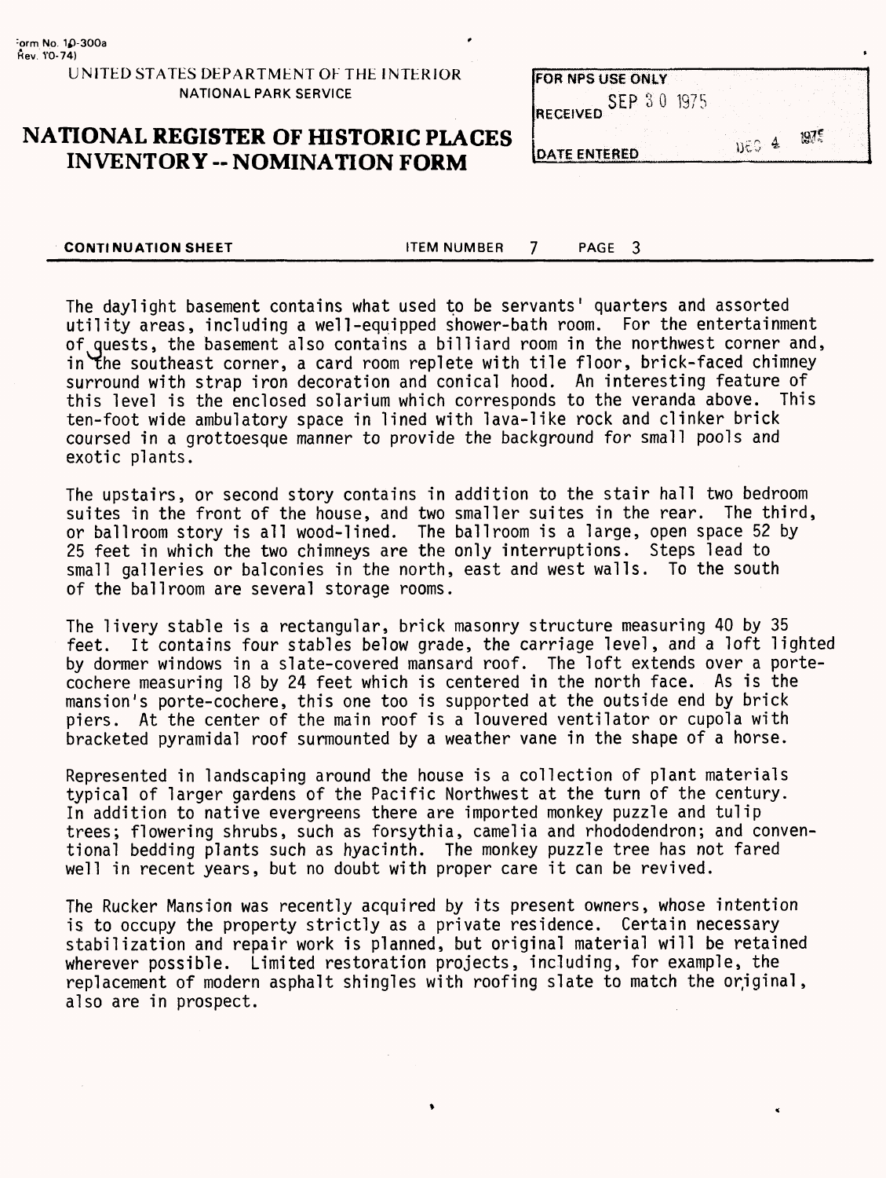Form No. 10-300a
Rev. 10-74)

UNITED STATES DEPARTMENT OF THE INTERIOR
NATIONAL PARK SERVICE

# NATIONAL REGISTER OF HISTORIC PLACES INVENTORY -- NOMINATION FORM

| FOR NPS USE ONLY | |
|---|---|
| RECEIVED | SEP 30 1975 |
| DATE ENTERED | DEC 4 1975 |

**CONTINUATION SHEET** ITEM NUMBER 7 PAGE 3

The daylight basement contains what used to be servants' quarters and assorted utility areas, including a well-equipped shower-bath room. For the entertainment of guests, the basement also contains a billiard room in the northwest corner and, in the southeast corner, a card room replete with tile floor, brick-faced chimney surround with strap iron decoration and conical hood. An interesting feature of this level is the enclosed solarium which corresponds to the veranda above. This ten-foot wide ambulatory space in lined with lava-like rock and clinker brick coursed in a grottoesque manner to provide the background for small pools and exotic plants.

The upstairs, or second story contains in addition to the stair hall two bedroom suites in the front of the house, and two smaller suites in the rear. The third, or ballroom story is all wood-lined. The ballroom is a large, open space 52 by 25 feet in which the two chimneys are the only interruptions. Steps lead to small galleries or balconies in the north, east and west walls. To the south of the ballroom are several storage rooms.

The livery stable is a rectangular, brick masonry structure measuring 40 by 35 feet. It contains four stables below grade, the carriage level, and a loft lighted by dormer windows in a slate-covered mansard roof. The loft extends over a porte-cochere measuring 18 by 24 feet which is centered in the north face. As is the mansion's porte-cochere, this one too is supported at the outside end by brick piers. At the center of the main roof is a louvered ventilator or cupola with bracketed pyramidal roof surmounted by a weather vane in the shape of a horse.

Represented in landscaping around the house is a collection of plant materials typical of larger gardens of the Pacific Northwest at the turn of the century. In addition to native evergreens there are imported monkey puzzle and tulip trees; flowering shrubs, such as forsythia, camelia and rhododendron; and conventional bedding plants such as hyacinth. The monkey puzzle tree has not fared well in recent years, but no doubt with proper care it can be revived.

The Rucker Mansion was recently acquired by its present owners, whose intention is to occupy the property strictly as a private residence. Certain necessary stabilization and repair work is planned, but original material will be retained wherever possible. Limited restoration projects, including, for example, the replacement of modern asphalt shingles with roofing slate to match the original, also are in prospect.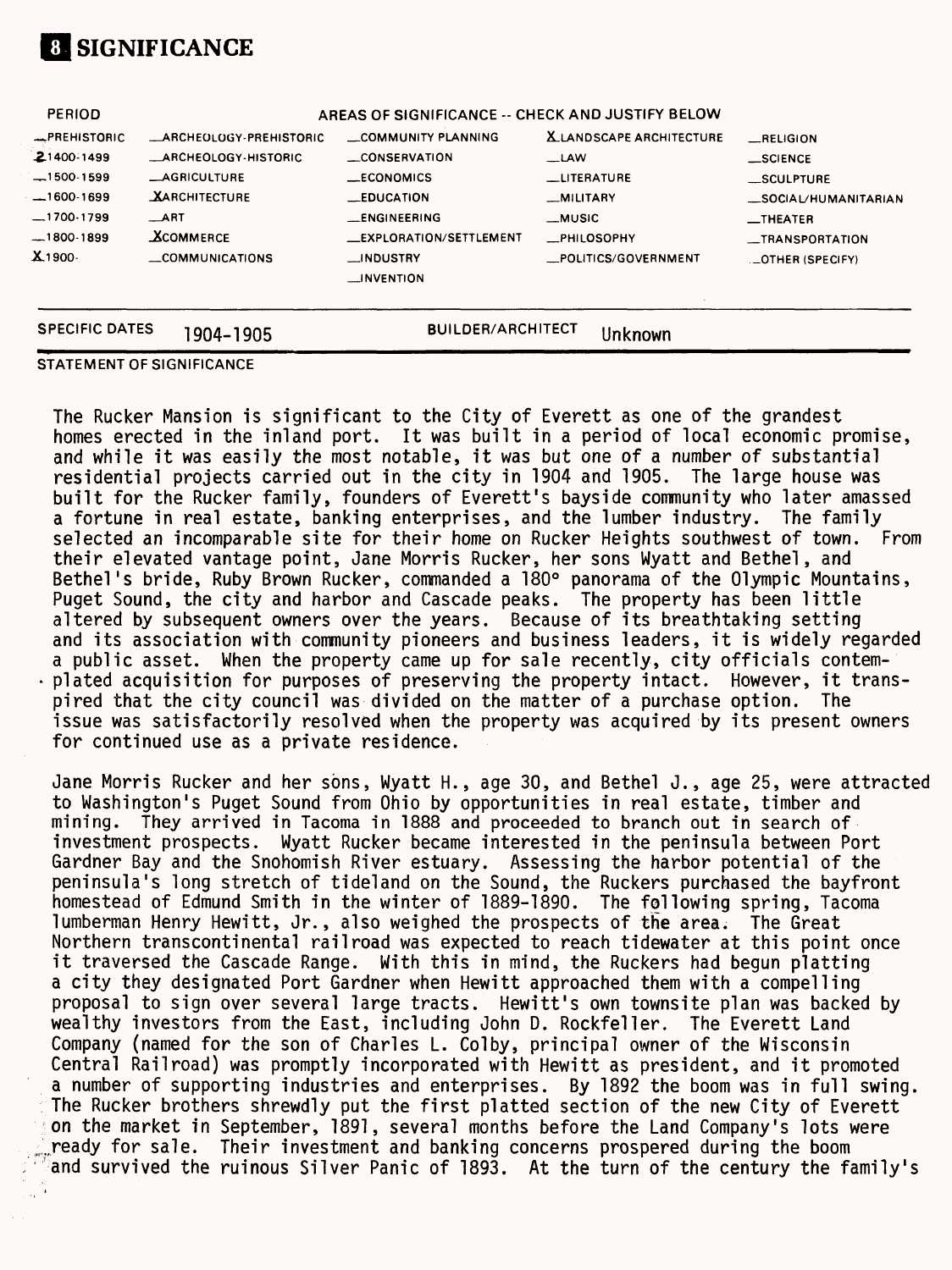# 8 SIGNIFICANCE

| PERIOD | AREAS OF SIGNIFICANCE -- CHECK AND JUSTIFY BELOW | | | |
|---|---|---|---|---|
| _PREHISTORIC | _ARCHEOLOGY-PREHISTORIC | _COMMUNITY PLANNING | X LANDSCAPE ARCHITECTURE | _RELIGION |
| 2 1400-1499 | _ARCHEOLOGY-HISTORIC | _CONSERVATION | _LAW | _SCIENCE |
| _1500-1599 | _AGRICULTURE | _ECONOMICS | _LITERATURE | _SCULPTURE |
| _1600-1699 | X ARCHITECTURE | _EDUCATION | _MILITARY | _SOCIAL/HUMANITARIAN |
| _1700-1799 | _ART | _ENGINEERING | _MUSIC | _THEATER |
| _1800-1899 | X COMMERCE | _EXPLORATION/SETTLEMENT | _PHILOSOPHY | _TRANSPORTATION |
| X 1900- | _COMMUNICATIONS | _INDUSTRY | _POLITICS/GOVERNMENT | _OTHER (SPECIFY) |
| | | _INVENTION | | |

SPECIFIC DATES 1904-1905 BUILDER/ARCHITECT Unknown

STATEMENT OF SIGNIFICANCE

The Rucker Mansion is significant to the City of Everett as one of the grandest homes erected in the inland port. It was built in a period of local economic promise, and while it was easily the most notable, it was but one of a number of substantial residential projects carried out in the city in 1904 and 1905. The large house was built for the Rucker family, founders of Everett's bayside community who later amassed a fortune in real estate, banking enterprises, and the lumber industry. The family selected an incomparable site for their home on Rucker Heights southwest of town. From their elevated vantage point, Jane Morris Rucker, her sons Wyatt and Bethel, and Bethel's bride, Ruby Brown Rucker, commanded a 180° panorama of the Olympic Mountains, Puget Sound, the city and harbor and Cascade peaks. The property has been little altered by subsequent owners over the years. Because of its breathtaking setting and its association with community pioneers and business leaders, it is widely regarded a public asset. When the property came up for sale recently, city officials contemplated acquisition for purposes of preserving the property intact. However, it transpired that the city council was divided on the matter of a purchase option. The issue was satisfactorily resolved when the property was acquired by its present owners for continued use as a private residence.

Jane Morris Rucker and her sons, Wyatt H., age 30, and Bethel J., age 25, were attracted to Washington's Puget Sound from Ohio by opportunities in real estate, timber and mining. They arrived in Tacoma in 1888 and proceeded to branch out in search of investment prospects. Wyatt Rucker became interested in the peninsula between Port Gardner Bay and the Snohomish River estuary. Assessing the harbor potential of the peninsula's long stretch of tideland on the Sound, the Ruckers purchased the bayfront homestead of Edmund Smith in the winter of 1889-1890. The following spring, Tacoma lumberman Henry Hewitt, Jr., also weighed the prospects of the area. The Great Northern transcontinental railroad was expected to reach tidewater at this point once it traversed the Cascade Range. With this in mind, the Ruckers had begun platting a city they designated Port Gardner when Hewitt approached them with a compelling proposal to sign over several large tracts. Hewitt's own townsite plan was backed by wealthy investors from the East, including John D. Rockfeller. The Everett Land Company (named for the son of Charles L. Colby, principal owner of the Wisconsin Central Railroad) was promptly incorporated with Hewitt as president, and it promoted a number of supporting industries and enterprises. By 1892 the boom was in full swing. The Rucker brothers shrewdly put the first platted section of the new City of Everett on the market in September, 1891, several months before the Land Company's lots were ready for sale. Their investment and banking concerns prospered during the boom and survived the ruinous Silver Panic of 1893. At the turn of the century the family's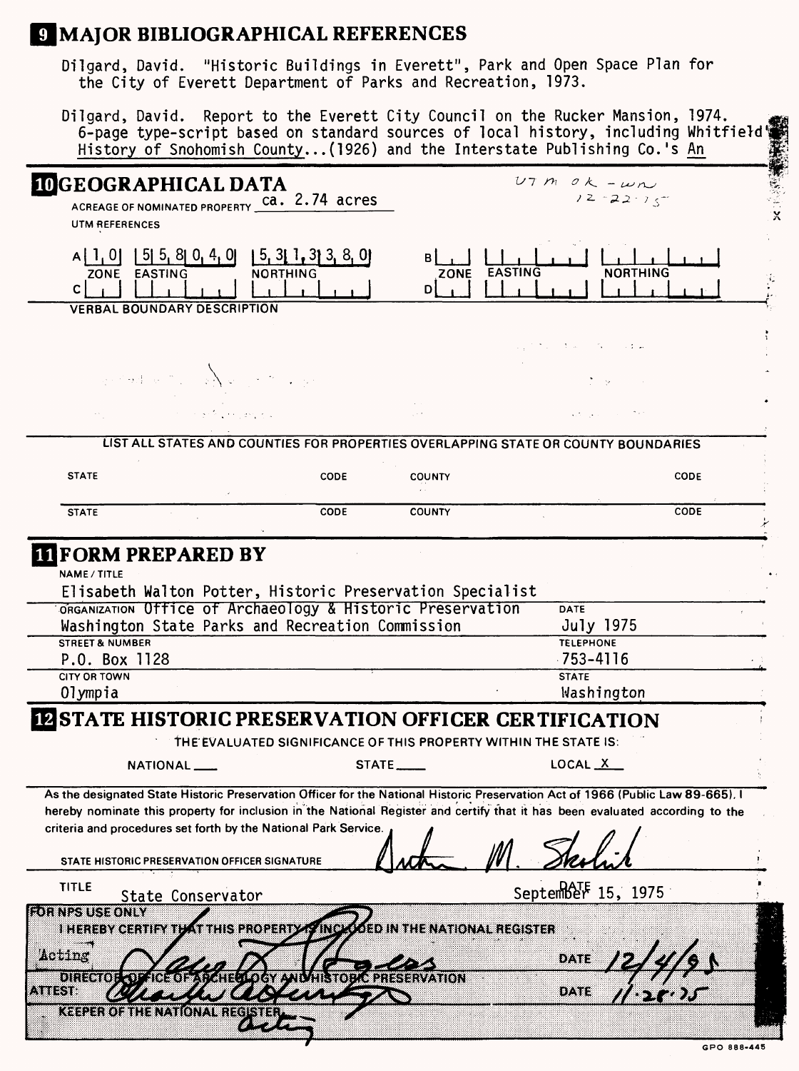## 9 MAJOR BIBLIOGRAPHICAL REFERENCES

Dilgard, David. "Historic Buildings in Everett", Park and Open Space Plan for the City of Everett Department of Parks and Recreation, 1973.

Dilgard, David. Report to the Everett City Council on the Rucker Mansion, 1974. 6-page type-script based on standard sources of local history, including Whitfield's History of Snohomish County...(1926) and the Interstate Publishing Co.'s An

## 10 GEOGRAPHICAL DATA

UTM OK - WN 12-22-75

ACREAGE OF NOMINATED PROPERTY ca. 2.74 acres

UTM REFERENCES

| | ZONE | EASTING | NORTHING | | ZONE | EASTING | NORTHING |
|---|---|---|---|---|---|---|---|
| A | 1 0 | 5 5 8 0 4 0 | 5 3 1 3 3 8 0 | B | | | |
| C | | | | D | | | |

VERBAL BOUNDARY DESCRIPTION

LIST ALL STATES AND COUNTIES FOR PROPERTIES OVERLAPPING STATE OR COUNTY BOUNDARIES

| STATE | CODE | COUNTY | CODE |
|---|---|---|---|
| STATE | CODE | COUNTY | CODE |

## 11 FORM PREPARED BY

NAME / TITLE
Elisabeth Walton Potter, Historic Preservation Specialist

ORGANIZATION Office of Archaeology & Historic Preservation Washington State Parks and Recreation Commission

DATE July 1975

STREET & NUMBER P.O. Box 1128

TELEPHONE 753-4116

CITY OR TOWN Olympia

STATE Washington

## 12 STATE HISTORIC PRESERVATION OFFICER CERTIFICATION

THE EVALUATED SIGNIFICANCE OF THIS PROPERTY WITHIN THE STATE IS:

NATIONAL ___ STATE ___ LOCAL X

As the designated State Historic Preservation Officer for the National Historic Preservation Act of 1966 (Public Law 89-665), I hereby nominate this property for inclusion in the National Register and certify that it has been evaluated according to the criteria and procedures set forth by the National Park Service.

STATE HISTORIC PRESERVATION OFFICER SIGNATURE Arthur M. Skolnik

TITLE State Conservator

DATE September 15, 1975

FOR NPS USE ONLY

I HEREBY CERTIFY THAT THIS PROPERTY IS INCLUDED IN THE NATIONAL REGISTER

Acting DIRECTOR, OFFICE OF ARCHEOLOGY AND HISTORIC PRESERVATION

DATE 12/4/75

ATTEST:

DATE 11-28-75

KEEPER OF THE NATIONAL REGISTER Acting

GPO 888-445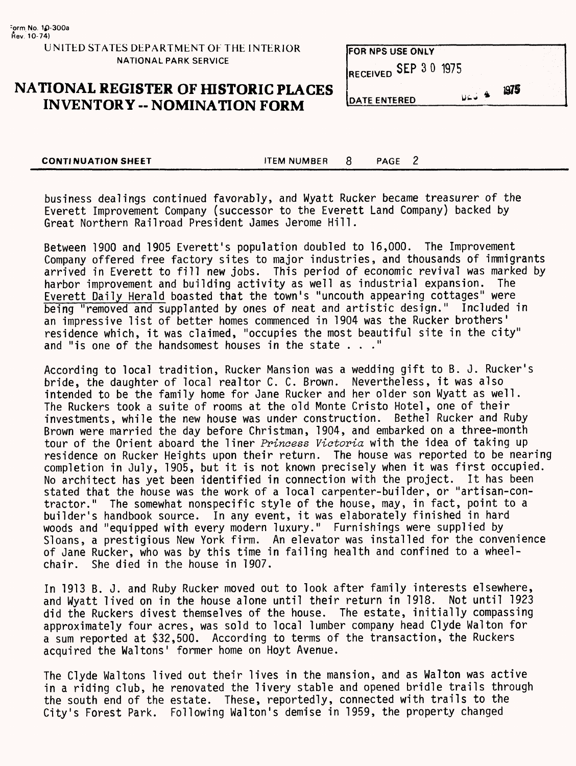Form No. 10-300a
Rev. 10-74)

UNITED STATES DEPARTMENT OF THE INTERIOR
NATIONAL PARK SERVICE

# NATIONAL REGISTER OF HISTORIC PLACES INVENTORY -- NOMINATION FORM

| FOR NPS USE ONLY |
|---|
| RECEIVED SEP 30 1975 |
| DATE ENTERED DEC 4 1975 |

**CONTINUATION SHEET** ITEM NUMBER 8 PAGE 2

business dealings continued favorably, and Wyatt Rucker became treasurer of the Everett Improvement Company (successor to the Everett Land Company) backed by Great Northern Railroad President James Jerome Hill.

Between 1900 and 1905 Everett's population doubled to 16,000. The Improvement Company offered free factory sites to major industries, and thousands of immigrants arrived in Everett to fill new jobs. This period of economic revival was marked by harbor improvement and building activity as well as industrial expansion. The Everett Daily Herald boasted that the town's "uncouth appearing cottages" were being "removed and supplanted by ones of neat and artistic design." Included in an impressive list of better homes commenced in 1904 was the Rucker brothers' residence which, it was claimed, "occupies the most beautiful site in the city" and "is one of the handsomest houses in the state . . ."

According to local tradition, Rucker Mansion was a wedding gift to B. J. Rucker's bride, the daughter of local realtor C. C. Brown. Nevertheless, it was also intended to be the family home for Jane Rucker and her older son Wyatt as well. The Ruckers took a suite of rooms at the old Monte Cristo Hotel, one of their investments, while the new house was under construction. Bethel Rucker and Ruby Brown were married the day before Christmas, 1904, and embarked on a three-month tour of the Orient aboard the liner *Princess Victoria* with the idea of taking up residence on Rucker Heights upon their return. The house was reported to be nearing completion in July, 1905, but it is not known precisely when it was first occupied. No architect has yet been identified in connection with the project. It has been stated that the house was the work of a local carpenter-builder, or "artisan-contractor." The somewhat nonspecific style of the house, may, in fact, point to a builder's handbook source. In any event, it was elaborately finished in hard woods and "equipped with every modern luxury." Furnishings were supplied by Sloans, a prestigious New York firm. An elevator was installed for the convenience of Jane Rucker, who was by this time in failing health and confined to a wheelchair. She died in the house in 1907.

In 1913 B. J. and Ruby Rucker moved out to look after family interests elsewhere, and Wyatt lived on in the house alone until their return in 1918. Not until 1923 did the Ruckers divest themselves of the house. The estate, initially compassing approximately four acres, was sold to local lumber company head Clyde Walton for a sum reported at $32,500. According to terms of the transaction, the Ruckers acquired the Waltons' former home on Hoyt Avenue.

The Clyde Waltons lived out their lives in the mansion, and as Walton was active in a riding club, he renovated the livery stable and opened bridle trails through the south end of the estate. These, reportedly, connected with trails to the City's Forest Park. Following Walton's demise in 1959, the property changed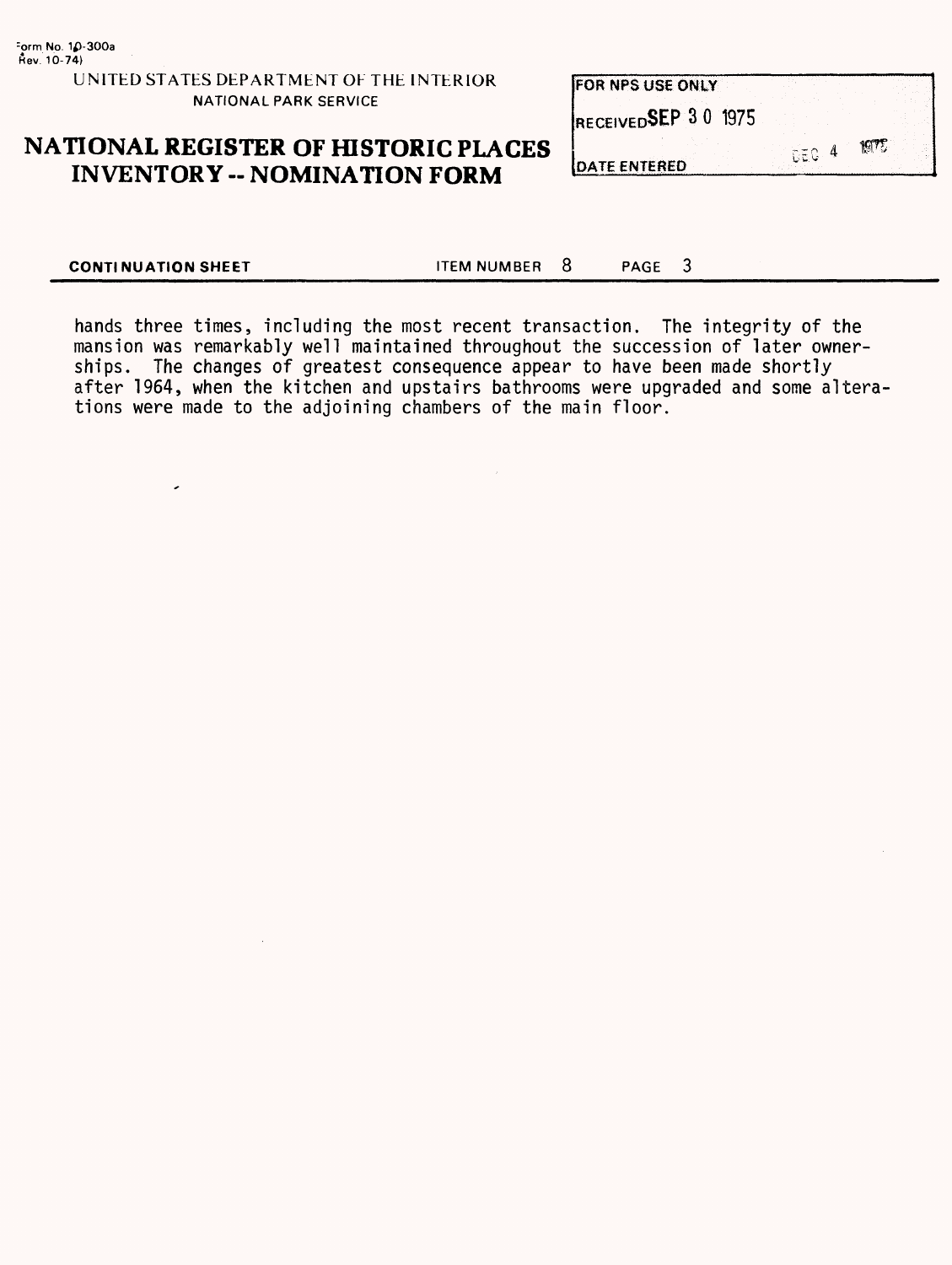Form No. 10-300a
Rev. 10-74)

UNITED STATES DEPARTMENT OF THE INTERIOR
NATIONAL PARK SERVICE

# NATIONAL REGISTER OF HISTORIC PLACES INVENTORY -- NOMINATION FORM

| FOR NPS USE ONLY |
| --- |
| RECEIVED SEP 30 1975 |
| DATE ENTERED DEC 4 1975 |

**CONTINUATION SHEET** ITEM NUMBER 8 PAGE 3

hands three times, including the most recent transaction. The integrity of the mansion was remarkably well maintained throughout the succession of later ownerships. The changes of greatest consequence appear to have been made shortly after 1964, when the kitchen and upstairs bathrooms were upgraded and some alterations were made to the adjoining chambers of the main floor.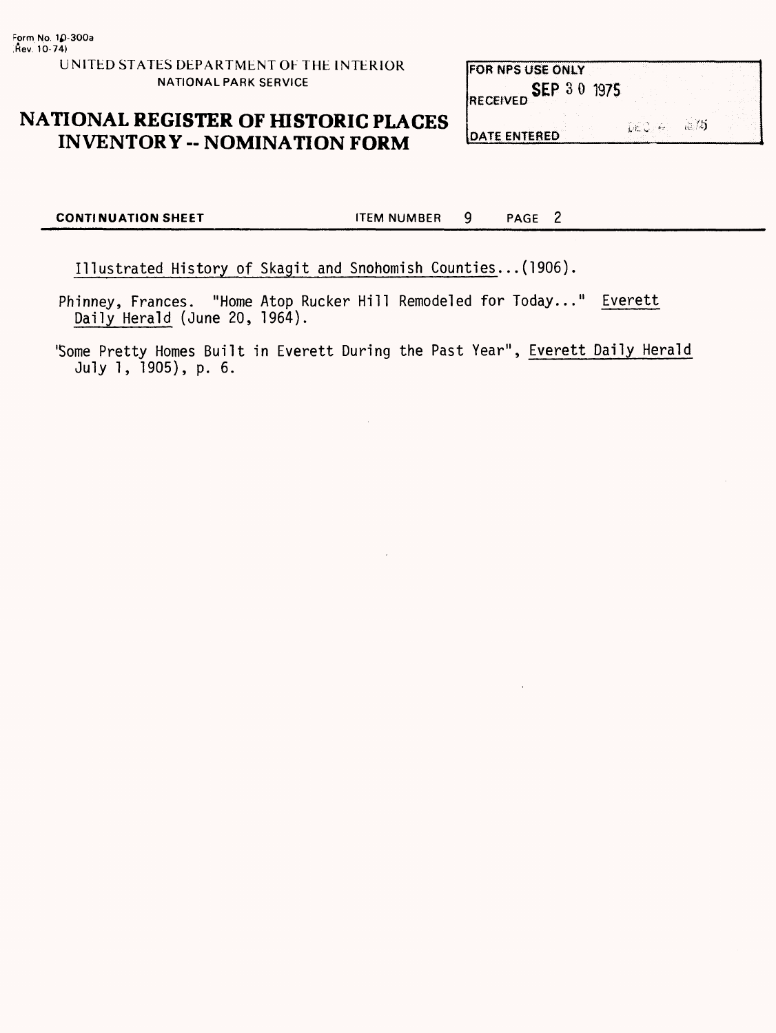Form No. 10-300a
(Rev. 10-74)

UNITED STATES DEPARTMENT OF THE INTERIOR
NATIONAL PARK SERVICE

# NATIONAL REGISTER OF HISTORIC PLACES INVENTORY -- NOMINATION FORM

| FOR NPS USE ONLY | |
| --- | --- |
| RECEIVED | SEP 30 1975 |
| DATE ENTERED | DEC 4 1975 |

**CONTINUATION SHEET** ITEM NUMBER 9 PAGE 2

Illustrated History of Skagit and Snohomish Counties...(1906).

Phinney, Frances. "Home Atop Rucker Hill Remodeled for Today..." Everett Daily Herald (June 20, 1964).

"Some Pretty Homes Built in Everett During the Past Year", Everett Daily Herald July 1, 1905), p. 6.